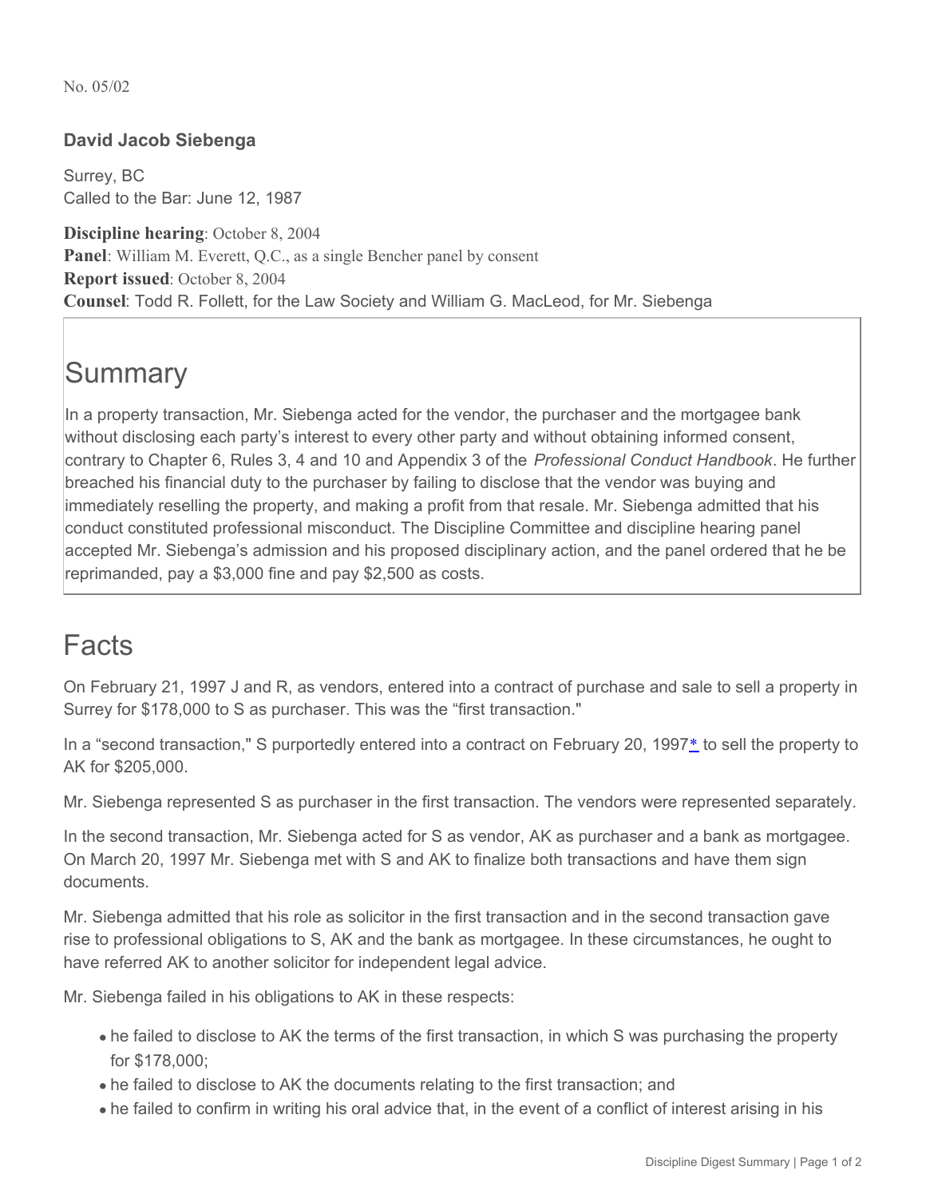No. 05/02

### David Jacob Siebenga

Surrey, BC
Called to the Bar: June 12, 1987

**Discipline hearing**: October 8, 2004
**Panel**: William M. Everett, Q.C., as a single Bencher panel by consent
**Report issued**: October 8, 2004
**Counsel**: Todd R. Follett, for the Law Society and William G. MacLeod, for Mr. Siebenga

## Summary

In a property transaction, Mr. Siebenga acted for the vendor, the purchaser and the mortgagee bank without disclosing each party's interest to every other party and without obtaining informed consent, contrary to Chapter 6, Rules 3, 4 and 10 and Appendix 3 of the *Professional Conduct Handbook*. He further breached his financial duty to the purchaser by failing to disclose that the vendor was buying and immediately reselling the property, and making a profit from that resale. Mr. Siebenga admitted that his conduct constituted professional misconduct. The Discipline Committee and discipline hearing panel accepted Mr. Siebenga's admission and his proposed disciplinary action, and the panel ordered that he be reprimanded, pay a $3,000 fine and pay $2,500 as costs.

## Facts

On February 21, 1997 J and R, as vendors, entered into a contract of purchase and sale to sell a property in Surrey for $178,000 to S as purchaser. This was the "first transaction."

In a "second transaction," S purportedly entered into a contract on February 20, 1997* to sell the property to AK for $205,000.

Mr. Siebenga represented S as purchaser in the first transaction. The vendors were represented separately.

In the second transaction, Mr. Siebenga acted for S as vendor, AK as purchaser and a bank as mortgagee. On March 20, 1997 Mr. Siebenga met with S and AK to finalize both transactions and have them sign documents.

Mr. Siebenga admitted that his role as solicitor in the first transaction and in the second transaction gave rise to professional obligations to S, AK and the bank as mortgagee. In these circumstances, he ought to have referred AK to another solicitor for independent legal advice.

Mr. Siebenga failed in his obligations to AK in these respects:

- he failed to disclose to AK the terms of the first transaction, in which S was purchasing the property for $178,000;
- he failed to disclose to AK the documents relating to the first transaction; and
- he failed to confirm in writing his oral advice that, in the event of a conflict of interest arising in his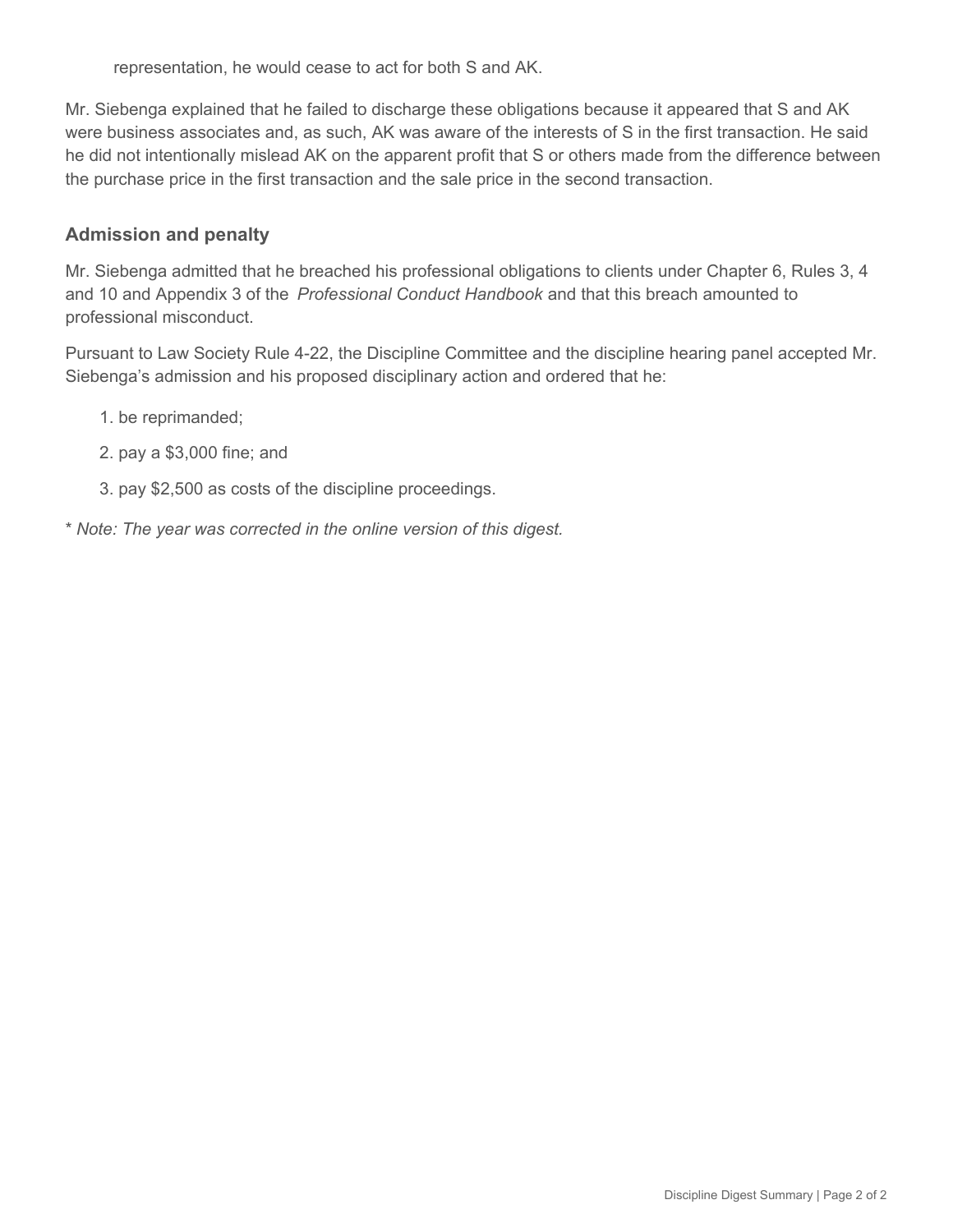representation, he would cease to act for both S and AK.

Mr. Siebenga explained that he failed to discharge these obligations because it appeared that S and AK were business associates and, as such, AK was aware of the interests of S in the first transaction. He said he did not intentionally mislead AK on the apparent profit that S or others made from the difference between the purchase price in the first transaction and the sale price in the second transaction.

### Admission and penalty

Mr. Siebenga admitted that he breached his professional obligations to clients under Chapter 6, Rules 3, 4 and 10 and Appendix 3 of the *Professional Conduct Handbook* and that this breach amounted to professional misconduct.

Pursuant to Law Society Rule 4-22, the Discipline Committee and the discipline hearing panel accepted Mr. Siebenga's admission and his proposed disciplinary action and ordered that he:

1. be reprimanded;
2. pay a $3,000 fine; and
3. pay $2,500 as costs of the discipline proceedings.

\* *Note: The year was corrected in the online version of this digest.*